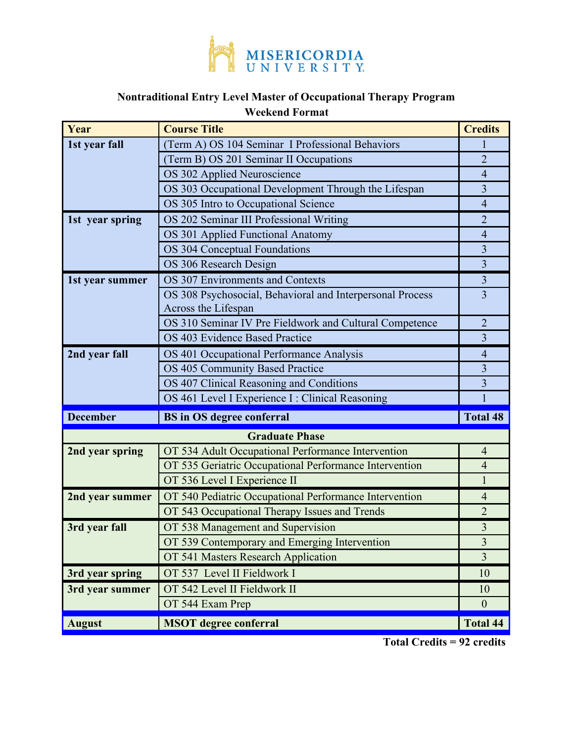MISERICORDIA UNIVERSITY

## Nontraditional Entry Level Master of Occupational Therapy Program
## Weekend Format

| Year | Course Title | Credits |
|---|---|---|
| **1st year fall** | (Term A) OS 104 Seminar I Professional Behaviors | 1 |
| | (Term B) OS 201 Seminar II Occupations | 2 |
| | OS 302 Applied Neuroscience | 4 |
| | OS 303 Occupational Development Through the Lifespan | 3 |
| | OS 305 Intro to Occupational Science | 4 |
| **1st year spring** | OS 202 Seminar III Professional Writing | 2 |
| | OS 301 Applied Functional Anatomy | 4 |
| | OS 304 Conceptual Foundations | 3 |
| | OS 306 Research Design | 3 |
| **1st year summer** | OS 307 Environments and Contexts | 3 |
| | OS 308 Psychosocial, Behavioral and Interpersonal Process Across the Lifespan | 3 |
| | OS 310 Seminar IV Pre Fieldwork and Cultural Competence | 2 |
| | OS 403 Evidence Based Practice | 3 |
| **2nd year fall** | OS 401 Occupational Performance Analysis | 4 |
| | OS 405 Community Based Practice | 3 |
| | OS 407 Clinical Reasoning and Conditions | 3 |
| | OS 461 Level I Experience I : Clinical Reasoning | 1 |
| **December** | **BS in OS degree conferral** | **Total 48** |
| | **Graduate Phase** | |
| **2nd year spring** | OT 534 Adult Occupational Performance Intervention | 4 |
| | OT 535 Geriatric Occupational Performance Intervention | 4 |
| | OT 536 Level I Experience II | 1 |
| **2nd year summer** | OT 540 Pediatric Occupational Performance Intervention | 4 |
| | OT 543 Occupational Therapy Issues and Trends | 2 |
| **3rd year fall** | OT 538 Management and Supervision | 3 |
| | OT 539 Contemporary and Emerging Intervention | 3 |
| | OT 541 Masters Research Application | 3 |
| **3rd year spring** | OT 537 Level II Fieldwork I | 10 |
| **3rd year summer** | OT 542 Level II Fieldwork II | 10 |
| | OT 544 Exam Prep | 0 |
| **August** | **MSOT degree conferral** | **Total 44** |

**Total Credits = 92 credits**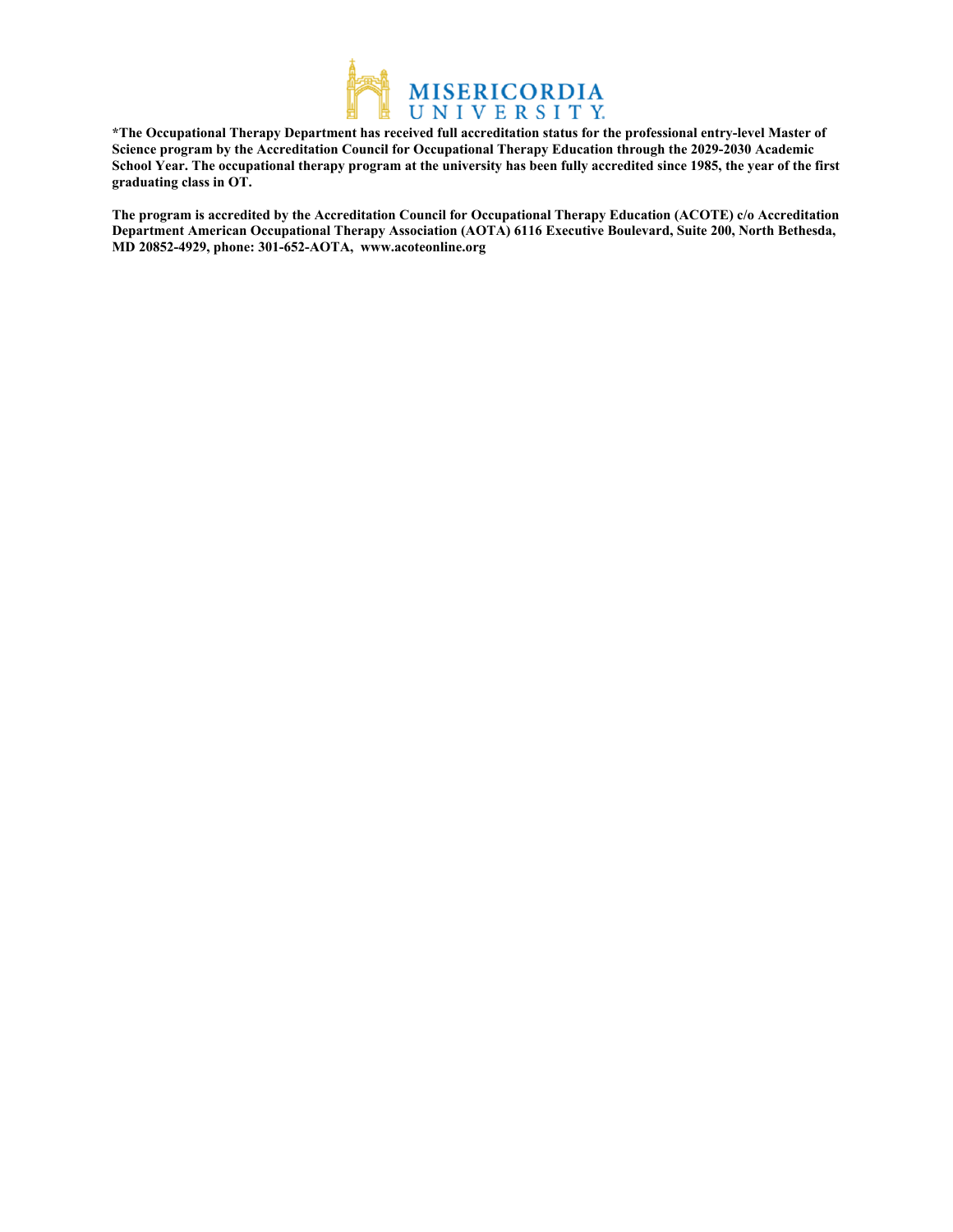**\*The Occupational Therapy Department has received full accreditation status for the professional entry-level Master of Science program by the Accreditation Council for Occupational Therapy Education through the 2029-2030 Academic School Year. The occupational therapy program at the university has been fully accredited since 1985, the year of the first graduating class in OT.**

**The program is accredited by the Accreditation Council for Occupational Therapy Education (ACOTE) c/o Accreditation Department American Occupational Therapy Association (AOTA) 6116 Executive Boulevard, Suite 200, North Bethesda, MD 20852-4929, phone: 301-652-AOTA, www.acoteonline.org**